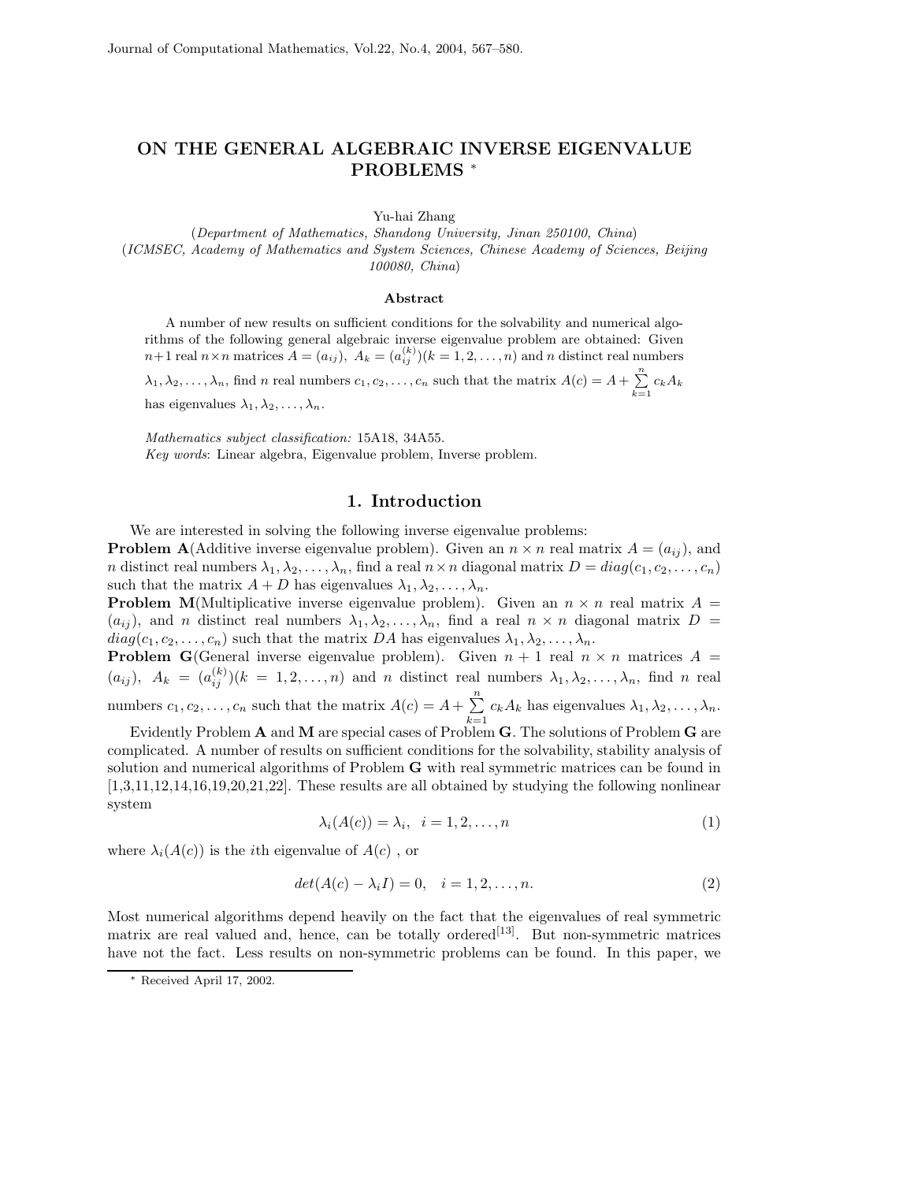# ON THE GENERAL ALGEBRAIC INVERSE EIGENVALUE PROBLEMS *

Yu-hai Zhang

(*Department of Mathematics, Shandong University, Jinan 250100, China*)

(*ICMSEC, Academy of Mathematics and System Sciences, Chinese Academy of Sciences, Beijing 100080, China*)

### Abstract

A number of new results on sufficient conditions for the solvability and numerical algorithms of the following general algebraic inverse eigenvalue problem are obtained: Given $n+1$ real $n\times n$ matrices $A=(a_{ij}),\ A_k=(a_{ij}^{(k)})(k=1,2,\ldots,n)$ and $n$ distinct real numbers $\lambda_1,\lambda_2,\ldots,\lambda_n$, find $n$ real numbers $c_1,c_2,\ldots,c_n$ such that the matrix $A(c)=A+\sum\limits_{k=1}^{n}c_kA_k$ has eigenvalues $\lambda_1,\lambda_2,\ldots,\lambda_n$.

*Mathematics subject classification:* 15A18, 34A55.

*Key words*: Linear algebra, Eigenvalue problem, Inverse problem.

## 1. Introduction

We are interested in solving the following inverse eigenvalue problems:

**Problem A**(Additive inverse eigenvalue problem). Given an $n\times n$ real matrix $A=(a_{ij})$, and $n$ distinct real numbers $\lambda_1,\lambda_2,\ldots,\lambda_n$, find a real $n\times n$ diagonal matrix $D=diag(c_1,c_2,\ldots,c_n)$ such that the matrix $A+D$ has eigenvalues $\lambda_1,\lambda_2,\ldots,\lambda_n$.

**Problem M**(Multiplicative inverse eigenvalue problem). Given an $n\times n$ real matrix $A=(a_{ij})$, and $n$ distinct real numbers $\lambda_1,\lambda_2,\ldots,\lambda_n$, find a real $n\times n$ diagonal matrix $D=diag(c_1,c_2,\ldots,c_n)$ such that the matrix $DA$ has eigenvalues $\lambda_1,\lambda_2,\ldots,\lambda_n$.

**Problem G**(General inverse eigenvalue problem). Given $n+1$ real $n\times n$ matrices $A=(a_{ij}),\ A_k=(a_{ij}^{(k)})(k=1,2,\ldots,n)$ and $n$ distinct real numbers $\lambda_1,\lambda_2,\ldots,\lambda_n$, find $n$ real numbers $c_1,c_2,\ldots,c_n$ such that the matrix $A(c)=A+\sum\limits_{k=1}^{n}c_kA_k$ has eigenvalues $\lambda_1,\lambda_2,\ldots,\lambda_n$.

Evidently Problem **A** and **M** are special cases of Problem **G**. The solutions of Problem **G** are complicated. A number of results on sufficient conditions for the solvability, stability analysis of solution and numerical algorithms of Problem **G** with real symmetric matrices can be found in [1,3,11,12,14,16,19,20,21,22]. These results are all obtained by studying the following nonlinear system

$$\lambda_i(A(c))=\lambda_i,\quad i=1,2,\ldots,n \tag{1}$$

where $\lambda_i(A(c))$ is the $i$th eigenvalue of $A(c)$ , or

$$det(A(c)-\lambda_iI)=0,\quad i=1,2,\ldots,n. \tag{2}$$

Most numerical algorithms depend heavily on the fact that the eigenvalues of real symmetric matrix are real valued and, hence, can be totally ordered[13]. But non-symmetric matrices have not the fact. Less results on non-symmetric problems can be found. In this paper, we

* Received April 17, 2002.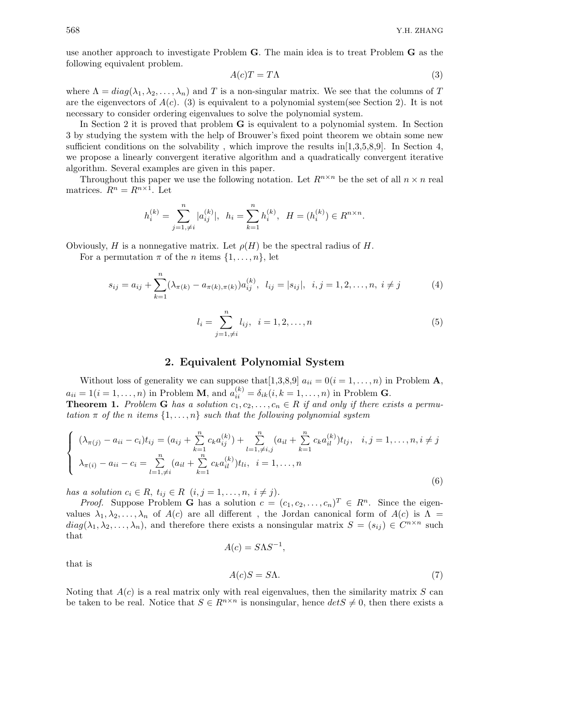use another approach to investigate Problem **G**. The main idea is to treat Problem **G** as the following equivalent problem.

$$A(c)T = T\Lambda \tag{3}$$

where $\Lambda = diag(\lambda_1, \lambda_2, \ldots, \lambda_n)$ and $T$ is a non-singular matrix. We see that the columns of $T$ are the eigenvectors of $A(c)$. (3) is equivalent to a polynomial system(see Section 2). It is not necessary to consider ordering eigenvalues to solve the polynomial system.

In Section 2 it is proved that problem **G** is equivalent to a polynomial system. In Section 3 by studying the system with the help of Brouwer's fixed point theorem we obtain some new sufficient conditions on the solvability , which improve the results in[1,3,5,8,9]. In Section 4, we propose a linearly convergent iterative algorithm and a quadratically convergent iterative algorithm. Several examples are given in this paper.

Throughout this paper we use the following notation. Let $R^{n\times n}$ be the set of all $n \times n$ real matrices. $R^n = R^{n\times 1}$. Let

$$h_i^{(k)} = \sum_{j=1,\neq i}^{n} |a_{ij}^{(k)}|, \quad h_i = \sum_{k=1}^{n} h_i^{(k)}, \quad H = (h_i^{(k)}) \in R^{n\times n}.$$

Obviously, $H$ is a nonnegative matrix. Let $\rho(H)$ be the spectral radius of $H$.

For a permutation $\pi$ of the $n$ items $\{1, \ldots, n\}$, let

$$s_{ij} = a_{ij} + \sum_{k=1}^{n} (\lambda_{\pi(k)} - a_{\pi(k),\pi(k)}) a_{ij}^{(k)}, \quad l_{ij} = |s_{ij}|, \quad i, j = 1, 2, \ldots, n, \ i \neq j \tag{4}$$

$$l_i = \sum_{j=1,\neq i}^{n} l_{ij}, \quad i = 1, 2, \ldots, n \tag{5}$$

## 2. Equivalent Polynomial System

Without loss of generality we can suppose that[1,3,8,9] $a_{ii} = 0 (i = 1, \ldots, n)$ in Problem **A**, $a_{ii} = 1 (i = 1, \ldots, n)$ in Problem **M**, and $a_{ii}^{(k)} = \delta_{ik} (i, k = 1, \ldots, n)$ in Problem **G**.

**Theorem 1.** *Problem* **G** *has a solution* $c_1, c_2, \ldots, c_n \in R$ *if and only if there exists a permutation* $\pi$ *of the* $n$ *items* $\{1, \ldots, n\}$ *such that the following polynomial system*

$$\begin{cases} (\lambda_{\pi(j)} - a_{ii} - c_i) t_{ij} = (a_{ij} + \sum\limits_{k=1}^{n} c_k a_{ij}^{(k)}) + \sum\limits_{l=1,\neq i,j}^{n} (a_{il} + \sum\limits_{k=1}^{n} c_k a_{il}^{(k)}) t_{lj}, \quad i, j = 1, \ldots, n, i \neq j \\ \lambda_{\pi(i)} - a_{ii} - c_i = \sum\limits_{l=1,\neq i}^{n} (a_{il} + \sum\limits_{k=1}^{n} c_k a_{il}^{(k)}) t_{li}, \quad i = 1, \ldots, n \end{cases} \tag{6}$$

*has a solution* $c_i \in R$, $t_{ij} \in R$ $(i, j = 1, \ldots, n, \ i \neq j)$.

*Proof.* Suppose Problem **G** has a solution $c = (c_1, c_2, \ldots, c_n)^T \in R^n$. Since the eigenvalues $\lambda_1, \lambda_2, \ldots, \lambda_n$ of $A(c)$ are all different , the Jordan canonical form of $A(c)$ is $\Lambda = diag(\lambda_1, \lambda_2, \ldots, \lambda_n)$, and therefore there exists a nonsingular matrix $S = (s_{ij}) \in C^{n\times n}$ such that

$$A(c) = S\Lambda S^{-1},$$

that is

$$A(c)S = S\Lambda. \tag{7}$$

Noting that $A(c)$ is a real matrix only with real eigenvalues, then the similarity matrix $S$ can be taken to be real. Notice that $S \in R^{n\times n}$ is nonsingular, hence $detS \neq 0$, then there exists a